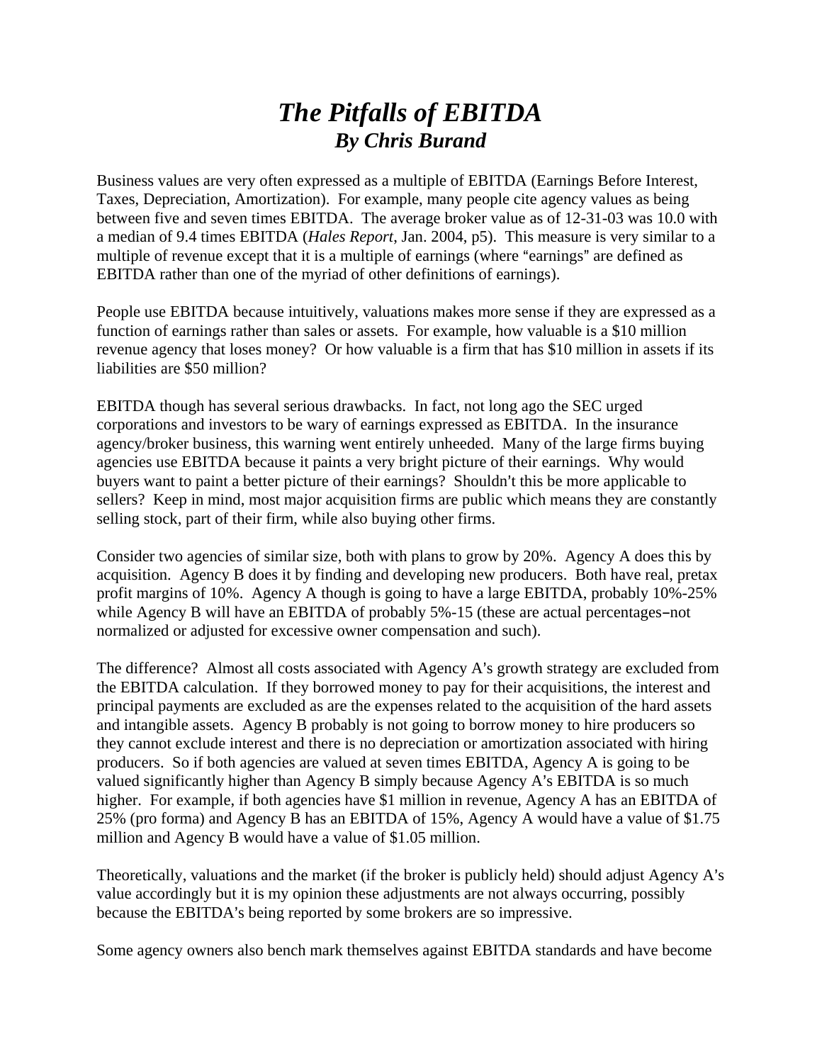# *The Pitfalls of EBITDA*
## *By Chris Burand*

Business values are very often expressed as a multiple of EBITDA (Earnings Before Interest, Taxes, Depreciation, Amortization). For example, many people cite agency values as being between five and seven times EBITDA. The average broker value as of 12-31-03 was 10.0 with a median of 9.4 times EBITDA (*Hales Report*, Jan. 2004, p5). This measure is very similar to a multiple of revenue except that it is a multiple of earnings (where "earnings" are defined as EBITDA rather than one of the myriad of other definitions of earnings).

People use EBITDA because intuitively, valuations makes more sense if they are expressed as a function of earnings rather than sales or assets. For example, how valuable is a $10 million revenue agency that loses money? Or how valuable is a firm that has $10 million in assets if its liabilities are $50 million?

EBITDA though has several serious drawbacks. In fact, not long ago the SEC urged corporations and investors to be wary of earnings expressed as EBITDA. In the insurance agency/broker business, this warning went entirely unheeded. Many of the large firms buying agencies use EBITDA because it paints a very bright picture of their earnings. Why would buyers want to paint a better picture of their earnings? Shouldn't this be more applicable to sellers? Keep in mind, most major acquisition firms are public which means they are constantly selling stock, part of their firm, while also buying other firms.

Consider two agencies of similar size, both with plans to grow by 20%. Agency A does this by acquisition. Agency B does it by finding and developing new producers. Both have real, pretax profit margins of 10%. Agency A though is going to have a large EBITDA, probably 10%-25% while Agency B will have an EBITDA of probably 5%-15 (these are actual percentages–not normalized or adjusted for excessive owner compensation and such).

The difference? Almost all costs associated with Agency A's growth strategy are excluded from the EBITDA calculation. If they borrowed money to pay for their acquisitions, the interest and principal payments are excluded as are the expenses related to the acquisition of the hard assets and intangible assets. Agency B probably is not going to borrow money to hire producers so they cannot exclude interest and there is no depreciation or amortization associated with hiring producers. So if both agencies are valued at seven times EBITDA, Agency A is going to be valued significantly higher than Agency B simply because Agency A's EBITDA is so much higher. For example, if both agencies have $1 million in revenue, Agency A has an EBITDA of 25% (pro forma) and Agency B has an EBITDA of 15%, Agency A would have a value of $1.75 million and Agency B would have a value of $1.05 million.

Theoretically, valuations and the market (if the broker is publicly held) should adjust Agency A's value accordingly but it is my opinion these adjustments are not always occurring, possibly because the EBITDA's being reported by some brokers are so impressive.

Some agency owners also bench mark themselves against EBITDA standards and have become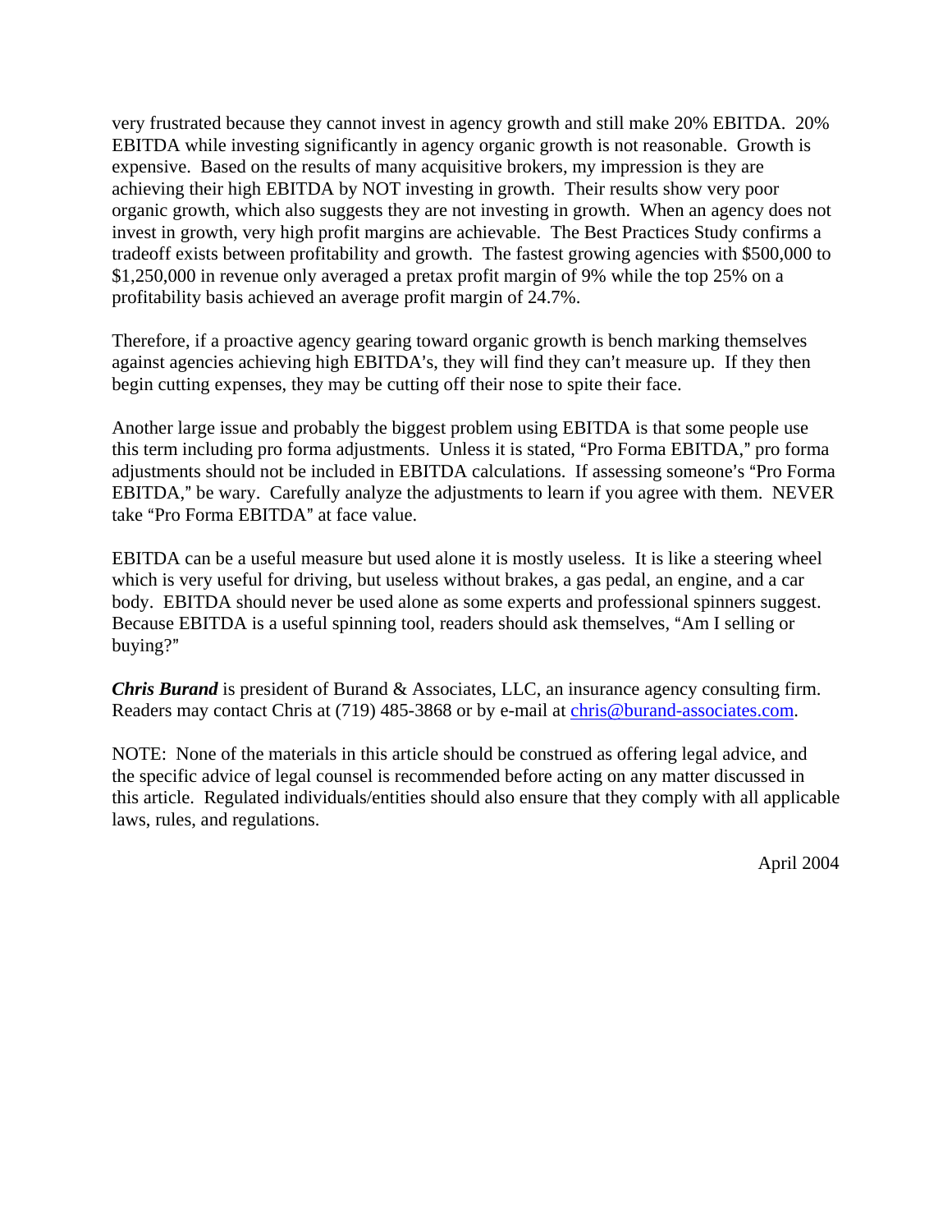very frustrated because they cannot invest in agency growth and still make 20% EBITDA. 20% EBITDA while investing significantly in agency organic growth is not reasonable. Growth is expensive. Based on the results of many acquisitive brokers, my impression is they are achieving their high EBITDA by NOT investing in growth. Their results show very poor organic growth, which also suggests they are not investing in growth. When an agency does not invest in growth, very high profit margins are achievable. The Best Practices Study confirms a tradeoff exists between profitability and growth. The fastest growing agencies with $500,000 to $1,250,000 in revenue only averaged a pretax profit margin of 9% while the top 25% on a profitability basis achieved an average profit margin of 24.7%.

Therefore, if a proactive agency gearing toward organic growth is bench marking themselves against agencies achieving high EBITDA's, they will find they can't measure up. If they then begin cutting expenses, they may be cutting off their nose to spite their face.

Another large issue and probably the biggest problem using EBITDA is that some people use this term including pro forma adjustments. Unless it is stated, "Pro Forma EBITDA," pro forma adjustments should not be included in EBITDA calculations. If assessing someone's "Pro Forma EBITDA," be wary. Carefully analyze the adjustments to learn if you agree with them. NEVER take "Pro Forma EBITDA" at face value.

EBITDA can be a useful measure but used alone it is mostly useless. It is like a steering wheel which is very useful for driving, but useless without brakes, a gas pedal, an engine, and a car body. EBITDA should never be used alone as some experts and professional spinners suggest. Because EBITDA is a useful spinning tool, readers should ask themselves, "Am I selling or buying?"

***Chris Burand*** is president of Burand & Associates, LLC, an insurance agency consulting firm. Readers may contact Chris at (719) 485-3868 or by e-mail at chris@burand-associates.com.

NOTE: None of the materials in this article should be construed as offering legal advice, and the specific advice of legal counsel is recommended before acting on any matter discussed in this article. Regulated individuals/entities should also ensure that they comply with all applicable laws, rules, and regulations.

April 2004